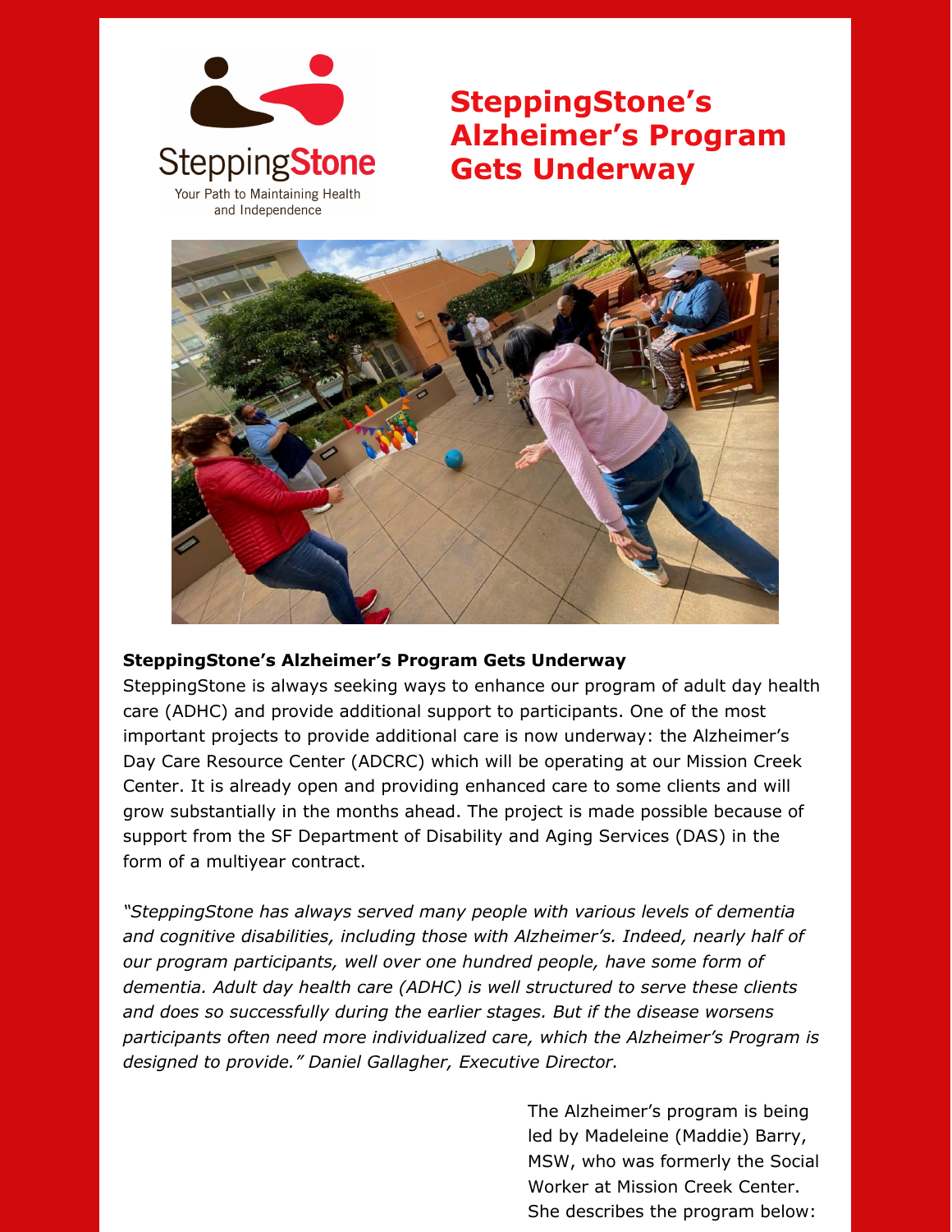StepppingStone

# SteppingStone's Alzheimer's Program Gets Underway

**SteppingStone's Alzheimer's Program Gets Underway**

SteppingStone is always seeking ways to enhance our program of adult day health care (ADHC) and provide additional support to participants. One of the most important projects to provide additional care is now underway: the Alzheimer's Day Care Resource Center (ADCRC) which will be operating at our Mission Creek Center. It is already open and providing enhanced care to some clients and will grow substantially in the months ahead. The project is made possible because of support from the SF Department of Disability and Aging Services (DAS) in the form of a multiyear contract.

*"SteppingStone has always served many people with various levels of dementia and cognitive disabilities, including those with Alzheimer's. Indeed, nearly half of our program participants, well over one hundred people, have some form of dementia. Adult day health care (ADHC) is well structured to serve these clients and does so successfully during the earlier stages. But if the disease worsens participants often need more individualized care, which the Alzheimer's Program is designed to provide." Daniel Gallagher, Executive Director.*

The Alzheimer's program is being led by Madeleine (Maddie) Barry, MSW, who was formerly the Social Worker at Mission Creek Center. She describes the program below: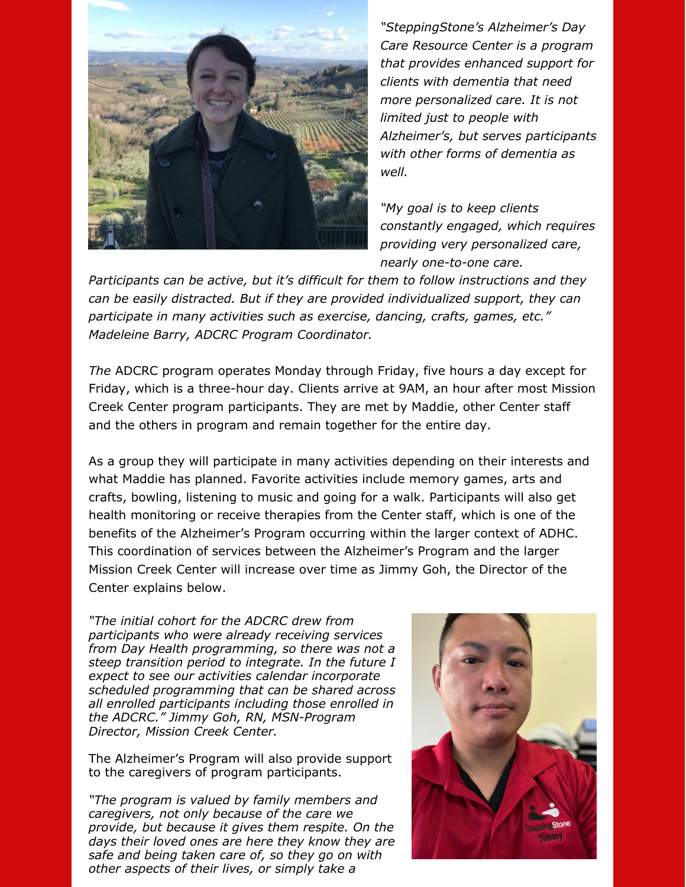*"SteppingStone's Alzheimer's Day Care Resource Center is a program that provides enhanced support for clients with dementia that need more personalized care. It is not limited just to people with Alzheimer's, but serves participants with other forms of dementia as well.*

*"My goal is to keep clients constantly engaged, which requires providing very personalized care, nearly one-to-one care. Participants can be active, but it's difficult for them to follow instructions and they can be easily distracted. But if they are provided individualized support, they can participate in many activities such as exercise, dancing, crafts, games, etc." Madeleine Barry, ADCRC Program Coordinator.*

*The* ADCRC program operates Monday through Friday, five hours a day except for Friday, which is a three-hour day. Clients arrive at 9AM, an hour after most Mission Creek Center program participants. They are met by Maddie, other Center staff and the others in program and remain together for the entire day.

As a group they will participate in many activities depending on their interests and what Maddie has planned. Favorite activities include memory games, arts and crafts, bowling, listening to music and going for a walk. Participants will also get health monitoring or receive therapies from the Center staff, which is one of the benefits of the Alzheimer's Program occurring within the larger context of ADHC. This coordination of services between the Alzheimer's Program and the larger Mission Creek Center will increase over time as Jimmy Goh, the Director of the Center explains below.

*"The initial cohort for the ADCRC drew from participants who were already receiving services from Day Health programming, so there was not a steep transition period to integrate. In the future I expect to see our activities calendar incorporate scheduled programming that can be shared across all enrolled participants including those enrolled in the ADCRC." Jimmy Goh, RN, MSN-Program Director, Mission Creek Center.*

The Alzheimer's Program will also provide support to the caregivers of program participants.

*"The program is valued by family members and caregivers, not only because of the care we provide, but because it gives them respite. On the days their loved ones are here they know they are safe and being taken care of, so they go on with other aspects of their lives, or simply take a*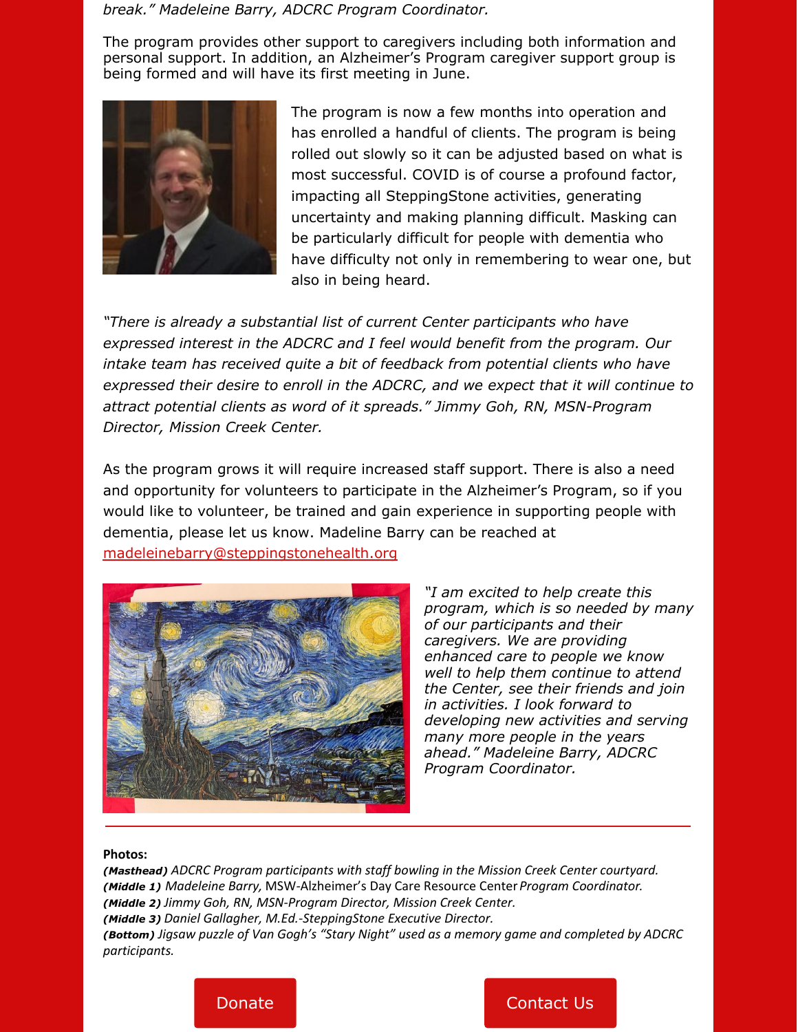*break." Madeleine Barry, ADCRC Program Coordinator.*

The program provides other support to caregivers including both information and personal support. In addition, an Alzheimer's Program caregiver support group is being formed and will have its first meeting in June.

The program is now a few months into operation and has enrolled a handful of clients. The program is being rolled out slowly so it can be adjusted based on what is most successful. COVID is of course a profound factor, impacting all SteppingStone activities, generating uncertainty and making planning difficult. Masking can be particularly difficult for people with dementia who have difficulty not only in remembering to wear one, but also in being heard.

*"There is already a substantial list of current Center participants who have expressed interest in the ADCRC and I feel would benefit from the program. Our intake team has received quite a bit of feedback from potential clients who have expressed their desire to enroll in the ADCRC, and we expect that it will continue to attract potential clients as word of it spreads." Jimmy Goh, RN, MSN-Program Director, Mission Creek Center.*

As the program grows it will require increased staff support. There is also a need and opportunity for volunteers to participate in the Alzheimer's Program, so if you would like to volunteer, be trained and gain experience in supporting people with dementia, please let us know. Madeline Barry can be reached at madeleinebarry@steppingstonehealth.org

*"I am excited to help create this program, which is so needed by many of our participants and their caregivers. We are providing enhanced care to people we know well to help them continue to attend the Center, see their friends and join in activities. I look forward to developing new activities and serving many more people in the years ahead." Madeleine Barry, ADCRC Program Coordinator.*

---

**Photos:**

***(Masthead)*** *ADCRC Program participants with staff bowling in the Mission Creek Center courtyard.*
***(Middle 1)*** *Madeleine Barry,* MSW-Alzheimer's Day Care Resource Center *Program Coordinator.*
***(Middle 2)*** *Jimmy Goh, RN, MSN-Program Director, Mission Creek Center.*
***(Middle 3)*** *Daniel Gallagher, M.Ed.-SteppingStone Executive Director.*
***(Bottom)*** *Jigsaw puzzle of Van Gogh's "Stary Night" used as a memory game and completed by ADCRC participants.*

Donate | Contact Us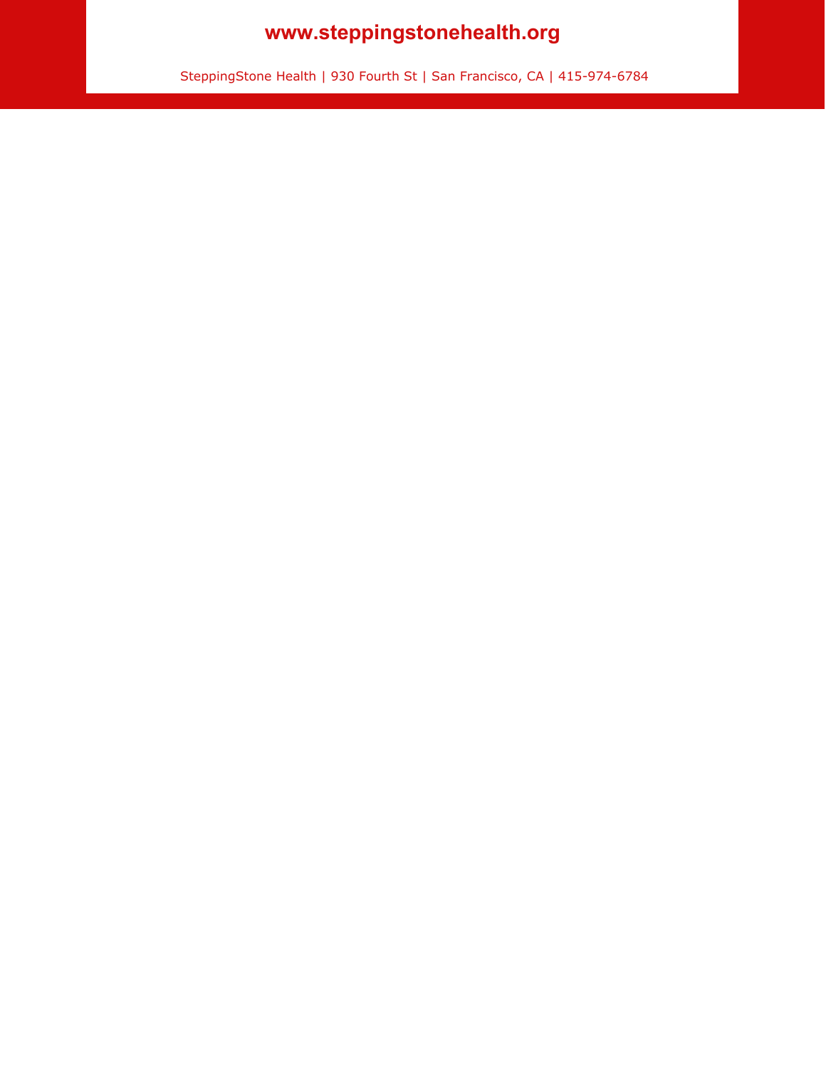**www.steppingstonehealth.org**

SteppingStone Health | 930 Fourth St | San Francisco, CA | 415-974-6784